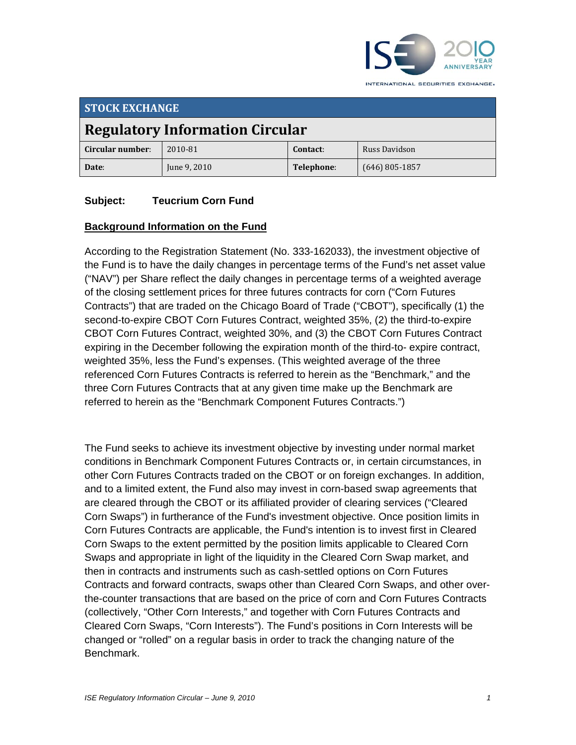# STOCK EXCHANGE

## Regulatory Information Circular

| Circular number: | 2010-81 | Contact: | Russ Davidson |
|---|---|---|---|
| Date: | June 9, 2010 | Telephone: | (646) 805-1857 |

**Subject: Teucrium Corn Fund**

**Background Information on the Fund**

According to the Registration Statement (No. 333-162033), the investment objective of the Fund is to have the daily changes in percentage terms of the Fund's net asset value ("NAV") per Share reflect the daily changes in percentage terms of a weighted average of the closing settlement prices for three futures contracts for corn ("Corn Futures Contracts") that are traded on the Chicago Board of Trade ("CBOT"), specifically (1) the second-to-expire CBOT Corn Futures Contract, weighted 35%, (2) the third-to-expire CBOT Corn Futures Contract, weighted 30%, and (3) the CBOT Corn Futures Contract expiring in the December following the expiration month of the third-to- expire contract, weighted 35%, less the Fund's expenses. (This weighted average of the three referenced Corn Futures Contracts is referred to herein as the "Benchmark," and the three Corn Futures Contracts that at any given time make up the Benchmark are referred to herein as the "Benchmark Component Futures Contracts.")

The Fund seeks to achieve its investment objective by investing under normal market conditions in Benchmark Component Futures Contracts or, in certain circumstances, in other Corn Futures Contracts traded on the CBOT or on foreign exchanges. In addition, and to a limited extent, the Fund also may invest in corn-based swap agreements that are cleared through the CBOT or its affiliated provider of clearing services ("Cleared Corn Swaps") in furtherance of the Fund's investment objective. Once position limits in Corn Futures Contracts are applicable, the Fund's intention is to invest first in Cleared Corn Swaps to the extent permitted by the position limits applicable to Cleared Corn Swaps and appropriate in light of the liquidity in the Cleared Corn Swap market, and then in contracts and instruments such as cash-settled options on Corn Futures Contracts and forward contracts, swaps other than Cleared Corn Swaps, and other over-the-counter transactions that are based on the price of corn and Corn Futures Contracts (collectively, "Other Corn Interests," and together with Corn Futures Contracts and Cleared Corn Swaps, "Corn Interests"). The Fund's positions in Corn Interests will be changed or "rolled" on a regular basis in order to track the changing nature of the Benchmark.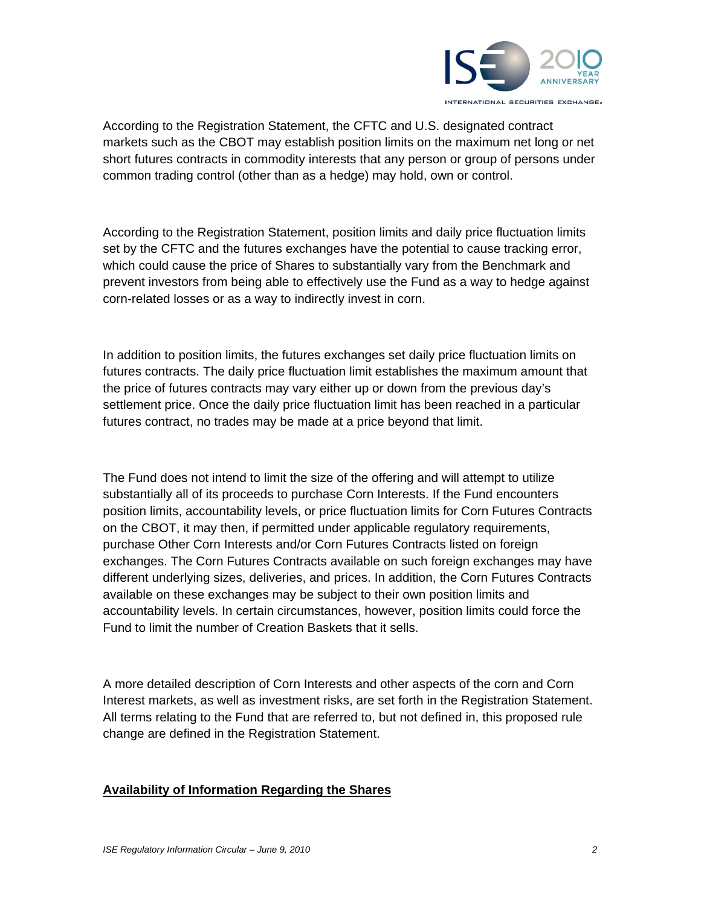According to the Registration Statement, the CFTC and U.S. designated contract markets such as the CBOT may establish position limits on the maximum net long or net short futures contracts in commodity interests that any person or group of persons under common trading control (other than as a hedge) may hold, own or control.

According to the Registration Statement, position limits and daily price fluctuation limits set by the CFTC and the futures exchanges have the potential to cause tracking error, which could cause the price of Shares to substantially vary from the Benchmark and prevent investors from being able to effectively use the Fund as a way to hedge against corn-related losses or as a way to indirectly invest in corn.

In addition to position limits, the futures exchanges set daily price fluctuation limits on futures contracts. The daily price fluctuation limit establishes the maximum amount that the price of futures contracts may vary either up or down from the previous day's settlement price. Once the daily price fluctuation limit has been reached in a particular futures contract, no trades may be made at a price beyond that limit.

The Fund does not intend to limit the size of the offering and will attempt to utilize substantially all of its proceeds to purchase Corn Interests. If the Fund encounters position limits, accountability levels, or price fluctuation limits for Corn Futures Contracts on the CBOT, it may then, if permitted under applicable regulatory requirements, purchase Other Corn Interests and/or Corn Futures Contracts listed on foreign exchanges. The Corn Futures Contracts available on such foreign exchanges may have different underlying sizes, deliveries, and prices. In addition, the Corn Futures Contracts available on these exchanges may be subject to their own position limits and accountability levels. In certain circumstances, however, position limits could force the Fund to limit the number of Creation Baskets that it sells.

A more detailed description of Corn Interests and other aspects of the corn and Corn Interest markets, as well as investment risks, are set forth in the Registration Statement. All terms relating to the Fund that are referred to, but not defined in, this proposed rule change are defined in the Registration Statement.

**Availability of Information Regarding the Shares**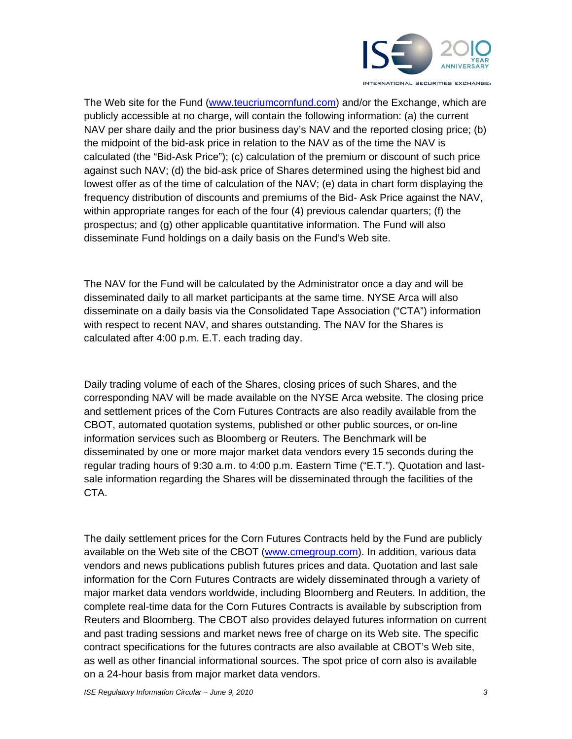The Web site for the Fund (www.teucriumcornfund.com) and/or the Exchange, which are publicly accessible at no charge, will contain the following information: (a) the current NAV per share daily and the prior business day's NAV and the reported closing price; (b) the midpoint of the bid-ask price in relation to the NAV as of the time the NAV is calculated (the "Bid-Ask Price"); (c) calculation of the premium or discount of such price against such NAV; (d) the bid-ask price of Shares determined using the highest bid and lowest offer as of the time of calculation of the NAV; (e) data in chart form displaying the frequency distribution of discounts and premiums of the Bid- Ask Price against the NAV, within appropriate ranges for each of the four (4) previous calendar quarters; (f) the prospectus; and (g) other applicable quantitative information. The Fund will also disseminate Fund holdings on a daily basis on the Fund's Web site.

The NAV for the Fund will be calculated by the Administrator once a day and will be disseminated daily to all market participants at the same time. NYSE Arca will also disseminate on a daily basis via the Consolidated Tape Association ("CTA") information with respect to recent NAV, and shares outstanding. The NAV for the Shares is calculated after 4:00 p.m. E.T. each trading day.

Daily trading volume of each of the Shares, closing prices of such Shares, and the corresponding NAV will be made available on the NYSE Arca website. The closing price and settlement prices of the Corn Futures Contracts are also readily available from the CBOT, automated quotation systems, published or other public sources, or on-line information services such as Bloomberg or Reuters. The Benchmark will be disseminated by one or more major market data vendors every 15 seconds during the regular trading hours of 9:30 a.m. to 4:00 p.m. Eastern Time ("E.T."). Quotation and last-sale information regarding the Shares will be disseminated through the facilities of the CTA.

The daily settlement prices for the Corn Futures Contracts held by the Fund are publicly available on the Web site of the CBOT (www.cmegroup.com). In addition, various data vendors and news publications publish futures prices and data. Quotation and last sale information for the Corn Futures Contracts are widely disseminated through a variety of major market data vendors worldwide, including Bloomberg and Reuters. In addition, the complete real-time data for the Corn Futures Contracts is available by subscription from Reuters and Bloomberg. The CBOT also provides delayed futures information on current and past trading sessions and market news free of charge on its Web site. The specific contract specifications for the futures contracts are also available at CBOT's Web site, as well as other financial informational sources. The spot price of corn also is available on a 24-hour basis from major market data vendors.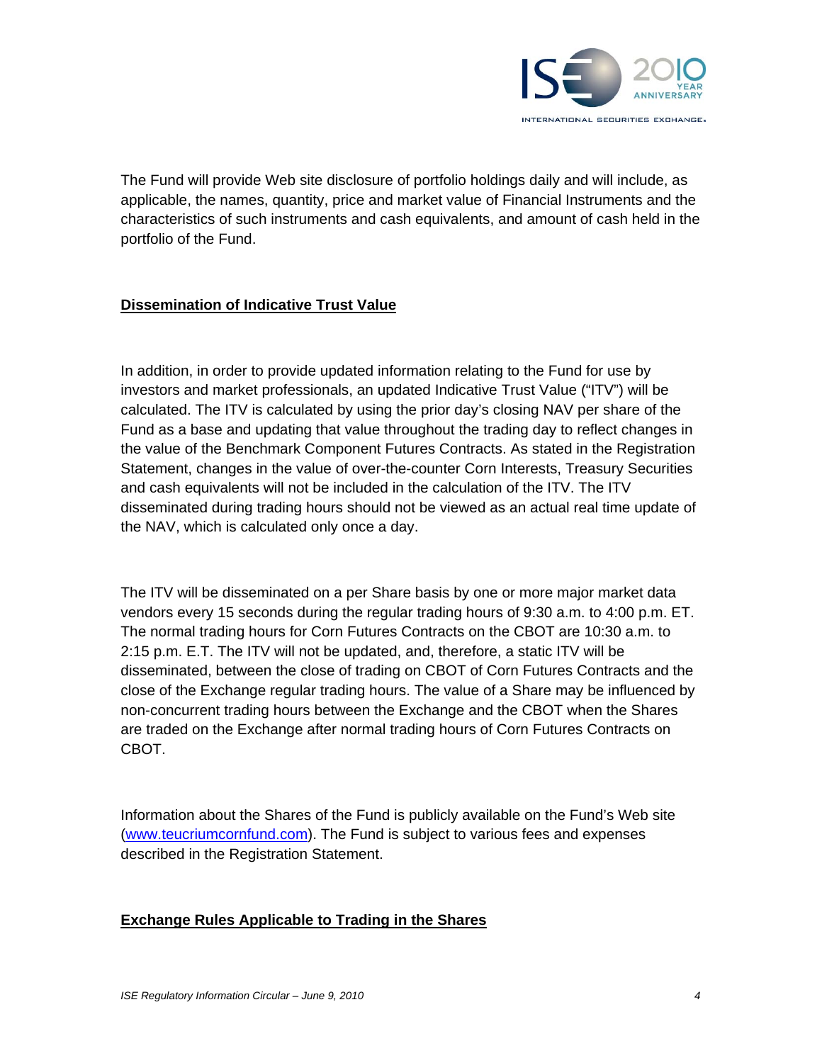The Fund will provide Web site disclosure of portfolio holdings daily and will include, as applicable, the names, quantity, price and market value of Financial Instruments and the characteristics of such instruments and cash equivalents, and amount of cash held in the portfolio of the Fund.

## Dissemination of Indicative Trust Value

In addition, in order to provide updated information relating to the Fund for use by investors and market professionals, an updated Indicative Trust Value ("ITV") will be calculated. The ITV is calculated by using the prior day's closing NAV per share of the Fund as a base and updating that value throughout the trading day to reflect changes in the value of the Benchmark Component Futures Contracts. As stated in the Registration Statement, changes in the value of over-the-counter Corn Interests, Treasury Securities and cash equivalents will not be included in the calculation of the ITV. The ITV disseminated during trading hours should not be viewed as an actual real time update of the NAV, which is calculated only once a day.

The ITV will be disseminated on a per Share basis by one or more major market data vendors every 15 seconds during the regular trading hours of 9:30 a.m. to 4:00 p.m. ET. The normal trading hours for Corn Futures Contracts on the CBOT are 10:30 a.m. to 2:15 p.m. E.T. The ITV will not be updated, and, therefore, a static ITV will be disseminated, between the close of trading on CBOT of Corn Futures Contracts and the close of the Exchange regular trading hours. The value of a Share may be influenced by non-concurrent trading hours between the Exchange and the CBOT when the Shares are traded on the Exchange after normal trading hours of Corn Futures Contracts on CBOT.

Information about the Shares of the Fund is publicly available on the Fund's Web site (www.teucriumcornfund.com). The Fund is subject to various fees and expenses described in the Registration Statement.

## Exchange Rules Applicable to Trading in the Shares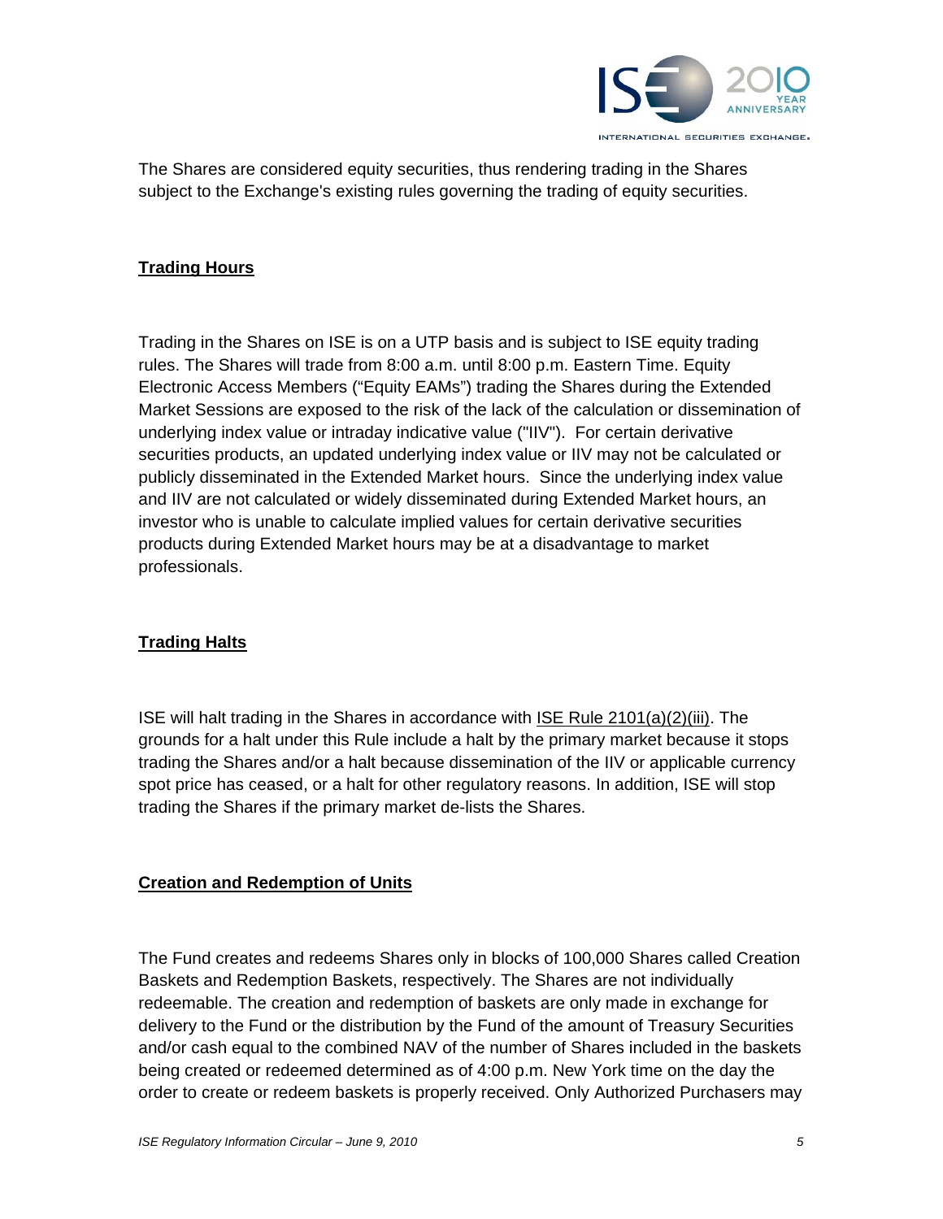The Shares are considered equity securities, thus rendering trading in the Shares subject to the Exchange's existing rules governing the trading of equity securities.

## Trading Hours

Trading in the Shares on ISE is on a UTP basis and is subject to ISE equity trading rules. The Shares will trade from 8:00 a.m. until 8:00 p.m. Eastern Time. Equity Electronic Access Members ("Equity EAMs") trading the Shares during the Extended Market Sessions are exposed to the risk of the lack of the calculation or dissemination of underlying index value or intraday indicative value ("IIV"). For certain derivative securities products, an updated underlying index value or IIV may not be calculated or publicly disseminated in the Extended Market hours. Since the underlying index value and IIV are not calculated or widely disseminated during Extended Market hours, an investor who is unable to calculate implied values for certain derivative securities products during Extended Market hours may be at a disadvantage to market professionals.

## Trading Halts

ISE will halt trading in the Shares in accordance with ISE Rule 2101(a)(2)(iii). The grounds for a halt under this Rule include a halt by the primary market because it stops trading the Shares and/or a halt because dissemination of the IIV or applicable currency spot price has ceased, or a halt for other regulatory reasons. In addition, ISE will stop trading the Shares if the primary market de-lists the Shares.

## Creation and Redemption of Units

The Fund creates and redeems Shares only in blocks of 100,000 Shares called Creation Baskets and Redemption Baskets, respectively. The Shares are not individually redeemable. The creation and redemption of baskets are only made in exchange for delivery to the Fund or the distribution by the Fund of the amount of Treasury Securities and/or cash equal to the combined NAV of the number of Shares included in the baskets being created or redeemed determined as of 4:00 p.m. New York time on the day the order to create or redeem baskets is properly received. Only Authorized Purchasers may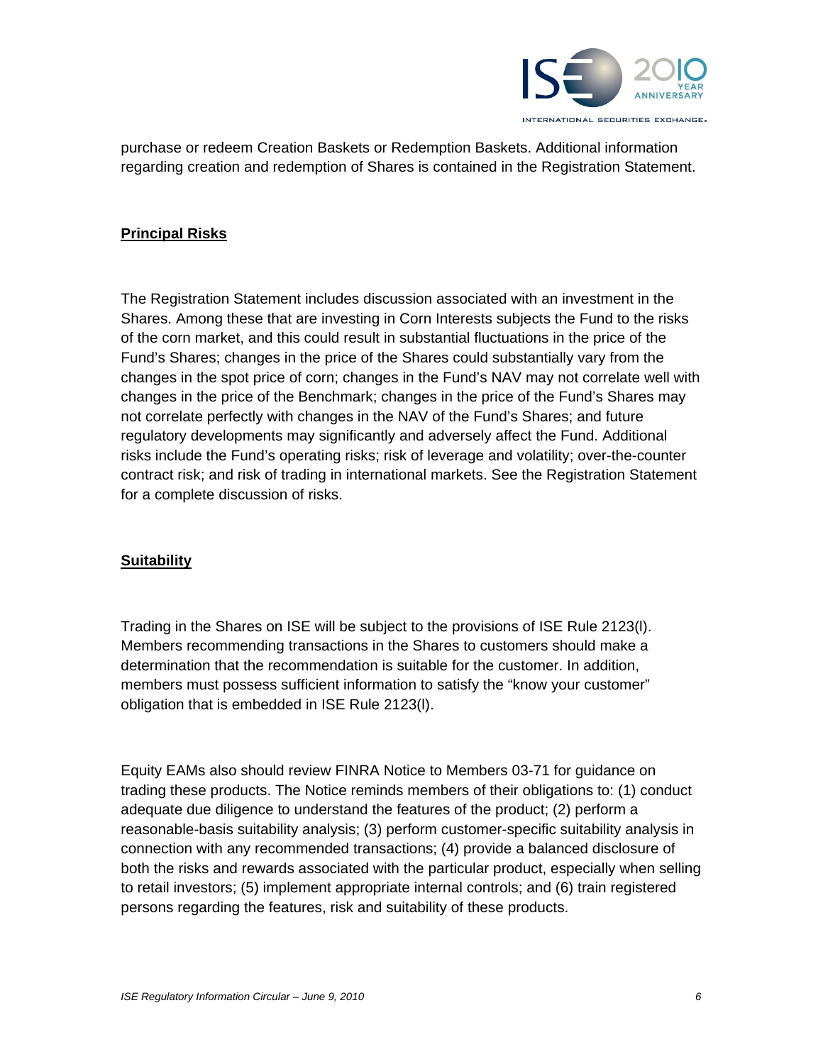purchase or redeem Creation Baskets or Redemption Baskets. Additional information regarding creation and redemption of Shares is contained in the Registration Statement.

## Principal Risks

The Registration Statement includes discussion associated with an investment in the Shares. Among these that are investing in Corn Interests subjects the Fund to the risks of the corn market, and this could result in substantial fluctuations in the price of the Fund's Shares; changes in the price of the Shares could substantially vary from the changes in the spot price of corn; changes in the Fund's NAV may not correlate well with changes in the price of the Benchmark; changes in the price of the Fund's Shares may not correlate perfectly with changes in the NAV of the Fund's Shares; and future regulatory developments may significantly and adversely affect the Fund. Additional risks include the Fund's operating risks; risk of leverage and volatility; over-the-counter contract risk; and risk of trading in international markets. See the Registration Statement for a complete discussion of risks.

## Suitability

Trading in the Shares on ISE will be subject to the provisions of ISE Rule 2123(l). Members recommending transactions in the Shares to customers should make a determination that the recommendation is suitable for the customer. In addition, members must possess sufficient information to satisfy the "know your customer" obligation that is embedded in ISE Rule 2123(l).

Equity EAMs also should review FINRA Notice to Members 03-71 for guidance on trading these products. The Notice reminds members of their obligations to: (1) conduct adequate due diligence to understand the features of the product; (2) perform a reasonable-basis suitability analysis; (3) perform customer-specific suitability analysis in connection with any recommended transactions; (4) provide a balanced disclosure of both the risks and rewards associated with the particular product, especially when selling to retail investors; (5) implement appropriate internal controls; and (6) train registered persons regarding the features, risk and suitability of these products.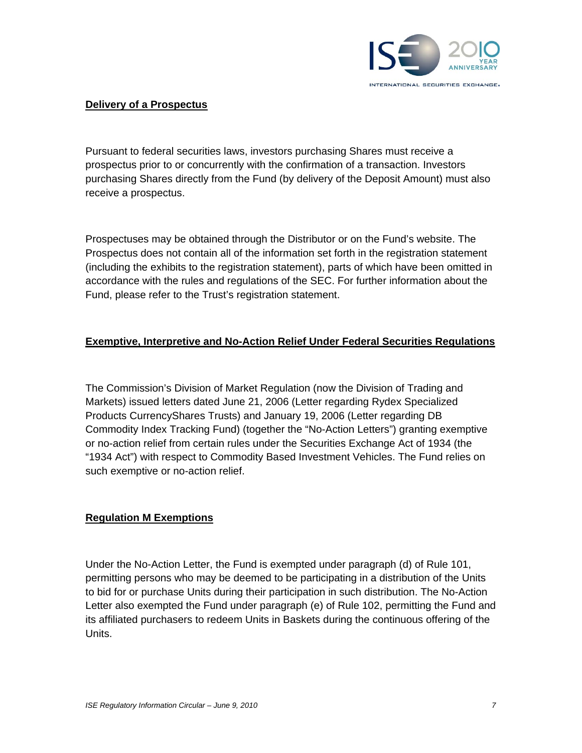## **Delivery of a Prospectus**

Pursuant to federal securities laws, investors purchasing Shares must receive a prospectus prior to or concurrently with the confirmation of a transaction. Investors purchasing Shares directly from the Fund (by delivery of the Deposit Amount) must also receive a prospectus.

Prospectuses may be obtained through the Distributor or on the Fund's website. The Prospectus does not contain all of the information set forth in the registration statement (including the exhibits to the registration statement), parts of which have been omitted in accordance with the rules and regulations of the SEC. For further information about the Fund, please refer to the Trust's registration statement.

## **Exemptive, Interpretive and No-Action Relief Under Federal Securities Regulations**

The Commission's Division of Market Regulation (now the Division of Trading and Markets) issued letters dated June 21, 2006 (Letter regarding Rydex Specialized Products CurrencyShares Trusts) and January 19, 2006 (Letter regarding DB Commodity Index Tracking Fund) (together the "No-Action Letters") granting exemptive or no-action relief from certain rules under the Securities Exchange Act of 1934 (the "1934 Act") with respect to Commodity Based Investment Vehicles. The Fund relies on such exemptive or no-action relief.

## **Regulation M Exemptions**

Under the No-Action Letter, the Fund is exempted under paragraph (d) of Rule 101, permitting persons who may be deemed to be participating in a distribution of the Units to bid for or purchase Units during their participation in such distribution. The No-Action Letter also exempted the Fund under paragraph (e) of Rule 102, permitting the Fund and its affiliated purchasers to redeem Units in Baskets during the continuous offering of the Units.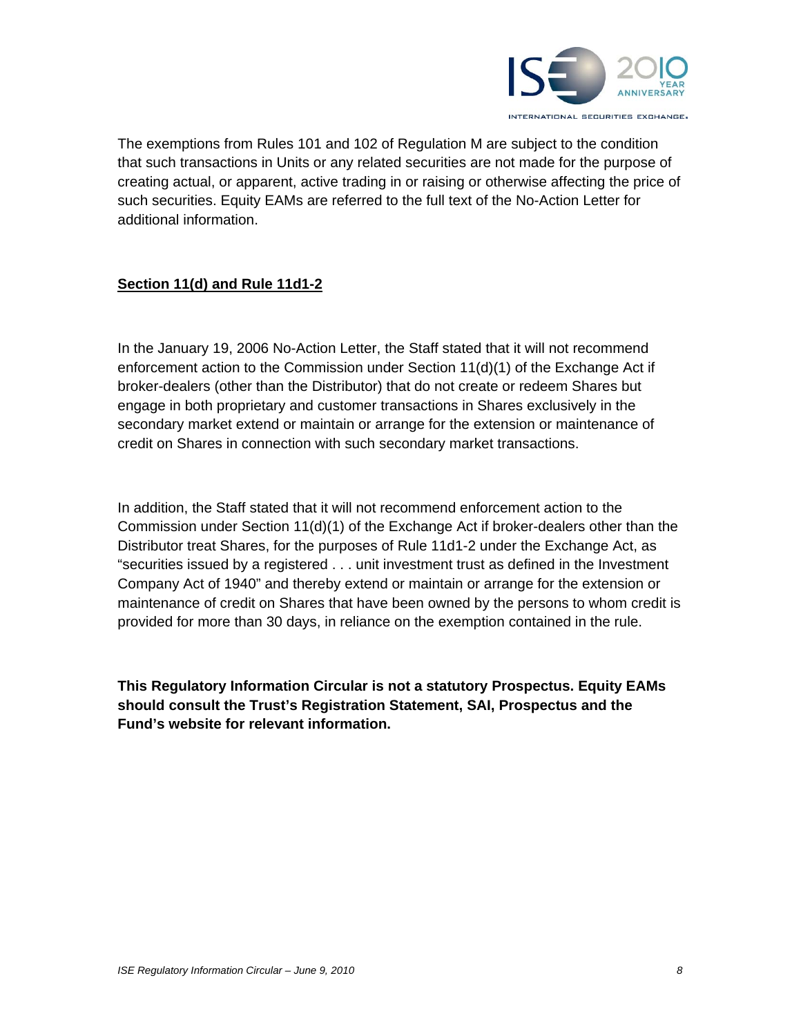The exemptions from Rules 101 and 102 of Regulation M are subject to the condition that such transactions in Units or any related securities are not made for the purpose of creating actual, or apparent, active trading in or raising or otherwise affecting the price of such securities. Equity EAMs are referred to the full text of the No-Action Letter for additional information.

**Section 11(d) and Rule 11d1-2**

In the January 19, 2006 No-Action Letter, the Staff stated that it will not recommend enforcement action to the Commission under Section 11(d)(1) of the Exchange Act if broker-dealers (other than the Distributor) that do not create or redeem Shares but engage in both proprietary and customer transactions in Shares exclusively in the secondary market extend or maintain or arrange for the extension or maintenance of credit on Shares in connection with such secondary market transactions.

In addition, the Staff stated that it will not recommend enforcement action to the Commission under Section 11(d)(1) of the Exchange Act if broker-dealers other than the Distributor treat Shares, for the purposes of Rule 11d1-2 under the Exchange Act, as "securities issued by a registered . . . unit investment trust as defined in the Investment Company Act of 1940" and thereby extend or maintain or arrange for the extension or maintenance of credit on Shares that have been owned by the persons to whom credit is provided for more than 30 days, in reliance on the exemption contained in the rule.

**This Regulatory Information Circular is not a statutory Prospectus. Equity EAMs should consult the Trust's Registration Statement, SAI, Prospectus and the Fund's website for relevant information.**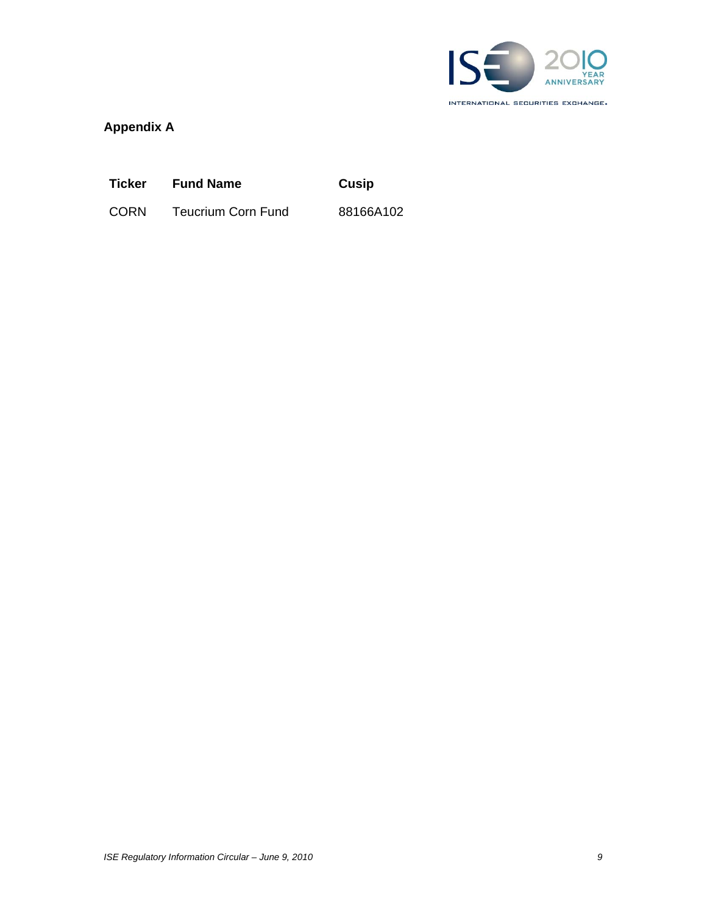## Appendix A

| Ticker | Fund Name | Cusip |
|---|---|---|
| CORN | Teucrium Corn Fund | 88166A102 |